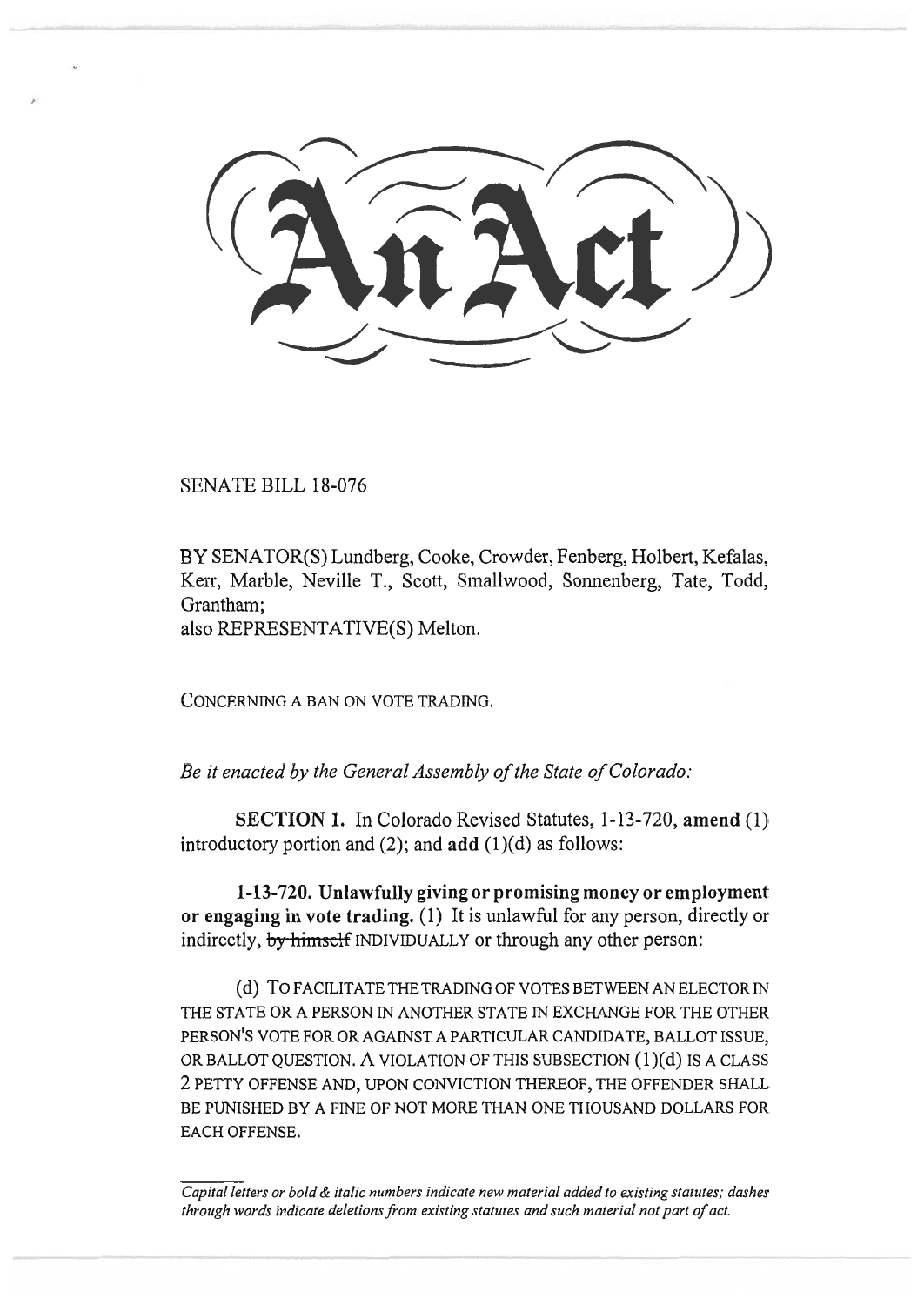# An Act

SENATE BILL 18-076

BY SENATOR(S) Lundberg, Cooke, Crowder, Fenberg, Holbert, Kefalas, Kerr, Marble, Neville T., Scott, Smallwood, Sonnenberg, Tate, Todd, Grantham;
also REPRESENTATIVE(S) Melton.

CONCERNING A BAN ON VOTE TRADING.

*Be it enacted by the General Assembly of the State of Colorado:*

**SECTION 1.** In Colorado Revised Statutes, 1-13-720, **amend** (1) introductory portion and (2); and **add** (1)(d) as follows:

**1-13-720. Unlawfully giving or promising money or employment or engaging in vote trading.** (1) It is unlawful for any person, directly or indirectly, ~~by himself~~ INDIVIDUALLY or through any other person:

(d) TO FACILITATE THE TRADING OF VOTES BETWEEN AN ELECTOR IN THE STATE OR A PERSON IN ANOTHER STATE IN EXCHANGE FOR THE OTHER PERSON'S VOTE FOR OR AGAINST A PARTICULAR CANDIDATE, BALLOT ISSUE, OR BALLOT QUESTION. A VIOLATION OF THIS SUBSECTION (1)(d) IS A CLASS 2 PETTY OFFENSE AND, UPON CONVICTION THEREOF, THE OFFENDER SHALL BE PUNISHED BY A FINE OF NOT MORE THAN ONE THOUSAND DOLLARS FOR EACH OFFENSE.

*Capital letters or bold & italic numbers indicate new material added to existing statutes; dashes through words indicate deletions from existing statutes and such material not part of act.*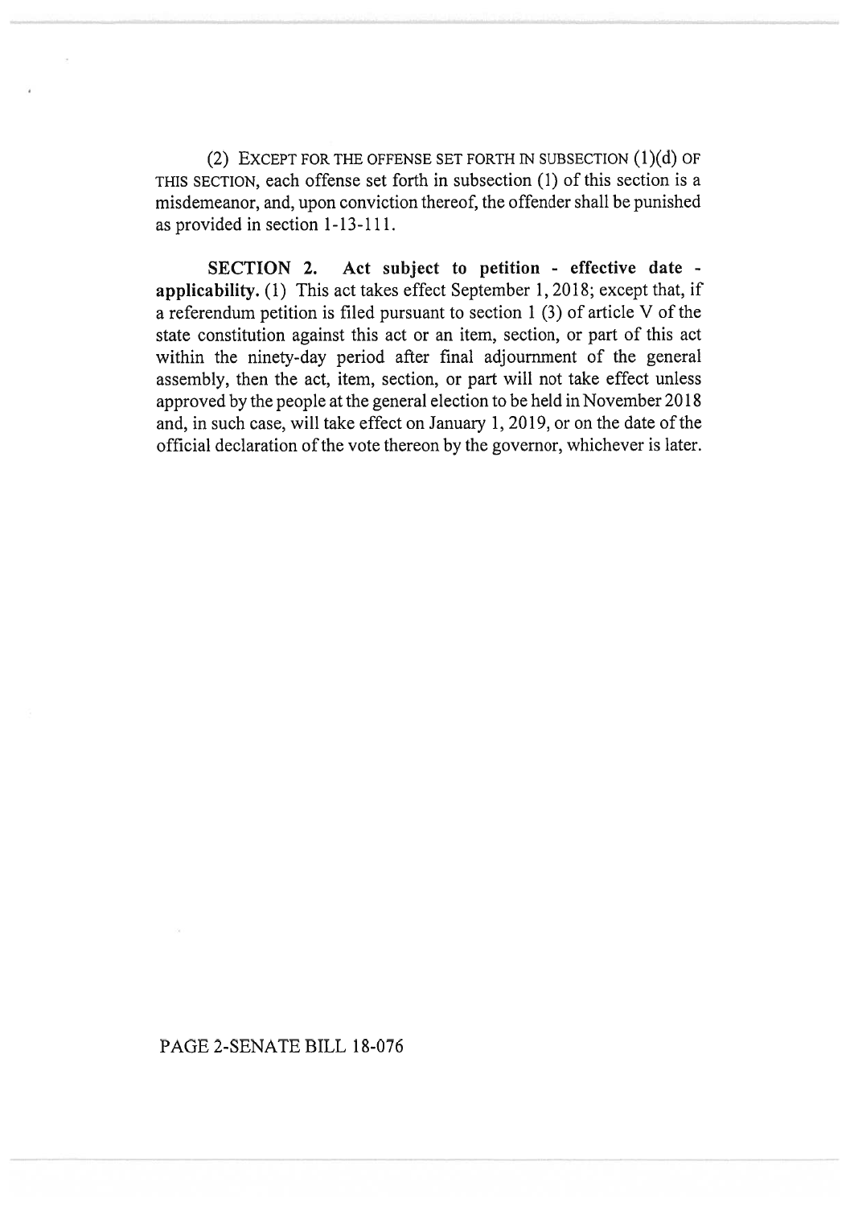(2) EXCEPT FOR THE OFFENSE SET FORTH IN SUBSECTION (1)(d) OF THIS SECTION, each offense set forth in subsection (1) of this section is a misdemeanor, and, upon conviction thereof, the offender shall be punished as provided in section 1-13-111.

**SECTION 2. Act subject to petition - effective date - applicability.** (1) This act takes effect September 1, 2018; except that, if a referendum petition is filed pursuant to section 1 (3) of article V of the state constitution against this act or an item, section, or part of this act within the ninety-day period after final adjournment of the general assembly, then the act, item, section, or part will not take effect unless approved by the people at the general election to be held in November 2018 and, in such case, will take effect on January 1, 2019, or on the date of the official declaration of the vote thereon by the governor, whichever is later.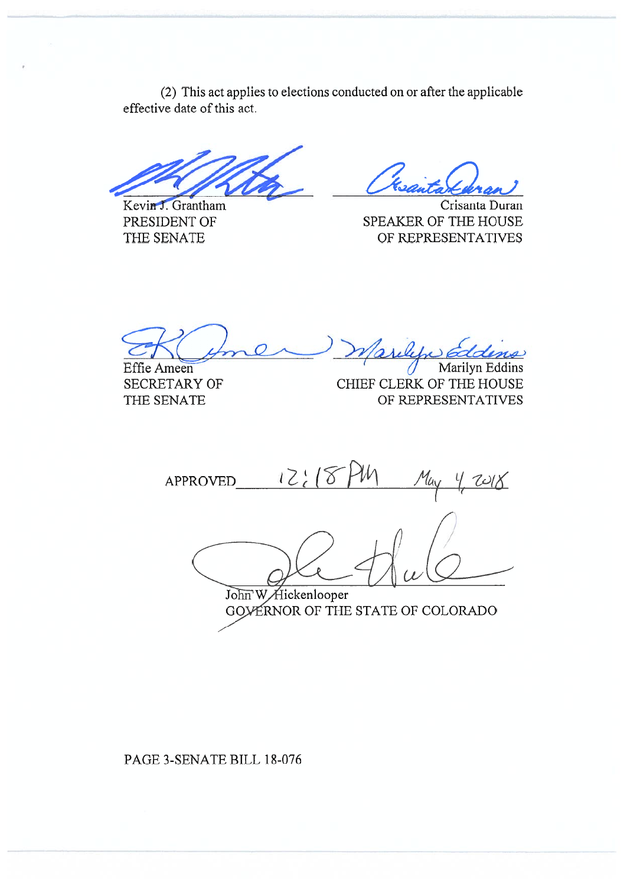(2) This act applies to elections conducted on or after the applicable effective date of this act.

Kevin J. Grantham
PRESIDENT OF
THE SENATE

Crisanta Duran
SPEAKER OF THE HOUSE
OF REPRESENTATIVES

Effie Ameen
SECRETARY OF
THE SENATE

Marilyn Eddins
CHIEF CLERK OF THE HOUSE
OF REPRESENTATIVES

APPROVED 12:18 PM May 4, 2018

John W. Hickenlooper
GOVERNOR OF THE STATE OF COLORADO

PAGE 3-SENATE BILL 18-076